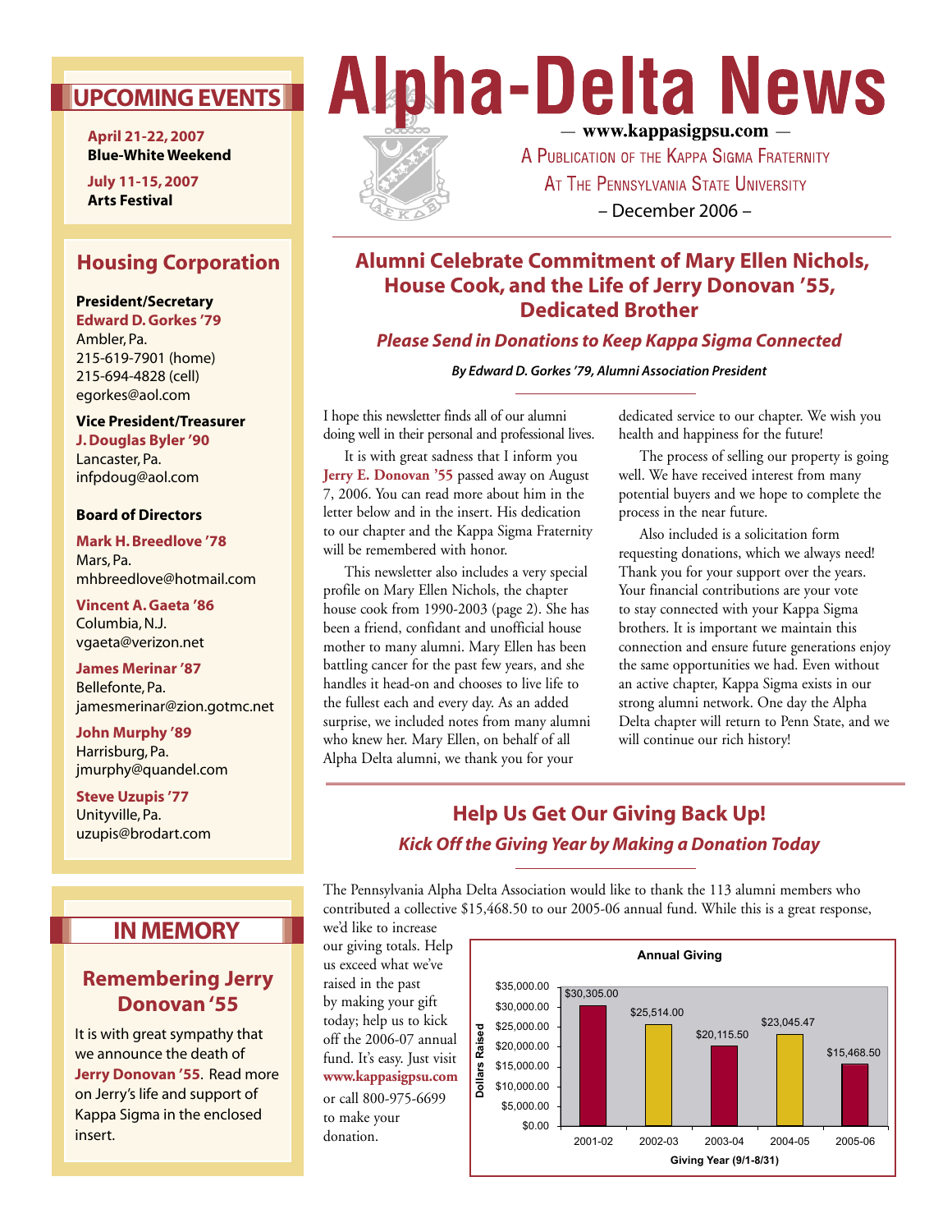# Alpha-Delta News

— www.kappasigpsu.com —

A Publication of the Kappa Sigma Fraternity
At The Pennsylvania State University

– December 2006 –

## UPCOMING EVENTS

**April 21-22, 2007**
**Blue-White Weekend**

**July 11-15, 2007**
**Arts Festival**

## Housing Corporation

**President/Secretary**
**Edward D. Gorkes '79**
Ambler, Pa.
215-619-7901 (home)
215-694-4828 (cell)
egorkes@aol.com

**Vice President/Treasurer**
**J. Douglas Byler '90**
Lancaster, Pa.
infpdoug@aol.com

**Board of Directors**

**Mark H. Breedlove '78**
Mars, Pa.
mhbreedlove@hotmail.com

**Vincent A. Gaeta '86**
Columbia, N.J.
vgaeta@verizon.net

**James Merinar '87**
Bellefonte, Pa.
jamesmerinar@zion.gotmc.net

**John Murphy '89**
Harrisburg, Pa.
jmurphy@quandel.com

**Steve Uzupis '77**
Unityville, Pa.
uzupis@brodart.com

## IN MEMORY

### Remembering Jerry Donovan '55

It is with great sympathy that we announce the death of **Jerry Donovan '55**. Read more on Jerry's life and support of Kappa Sigma in the enclosed insert.

## Alumni Celebrate Commitment of Mary Ellen Nichols, House Cook, and the Life of Jerry Donovan '55, Dedicated Brother

### *Please Send in Donations to Keep Kappa Sigma Connected*

***By Edward D. Gorkes '79, Alumni Association President***

I hope this newsletter finds all of our alumni doing well in their personal and professional lives.

It is with great sadness that I inform you **Jerry E. Donovan '55** passed away on August 7, 2006. You can read more about him in the letter below and in the insert. His dedication to our chapter and the Kappa Sigma Fraternity will be remembered with honor.

This newsletter also includes a very special profile on Mary Ellen Nichols, the chapter house cook from 1990-2003 (page 2). She has been a friend, confidant and unofficial house mother to many alumni. Mary Ellen has been battling cancer for the past few years, and she handles it head-on and chooses to live life to the fullest each and every day. As an added surprise, we included notes from many alumni who knew her. Mary Ellen, on behalf of all Alpha Delta alumni, we thank you for your dedicated service to our chapter. We wish you health and happiness for the future!

The process of selling our property is going well. We have received interest from many potential buyers and we hope to complete the process in the near future.

Also included is a solicitation form requesting donations, which we always need! Thank you for your support over the years. Your financial contributions are your vote to stay connected with your Kappa Sigma brothers. It is important we maintain this connection and ensure future generations enjoy the same opportunities we had. Even without an active chapter, Kappa Sigma exists in our strong alumni network. One day the Alpha Delta chapter will return to Penn State, and we will continue our rich history!

## Help Us Get Our Giving Back Up!

### *Kick Off the Giving Year by Making a Donation Today*

The Pennsylvania Alpha Delta Association would like to thank the 113 alumni members who contributed a collective $15,468.50 to our 2005-06 annual fund. While this is a great response, we'd like to increase our giving totals. Help us exceed what we've raised in the past by making your gift today; help us to kick off the 2006-07 annual fund. It's easy. Just visit **www.kappasigpsu.com** or call 800-975-6699 to make your donation.

**Annual Giving**

| Giving Year (9/1-8/31) | Dollars Raised |
|---|---|
| 2001-02 | $30,305.00 |
| 2002-03 | $25,514.00 |
| 2003-04 | $20,115.50 |
| 2004-05 | $23,045.47 |
| 2005-06 | $15,468.50 |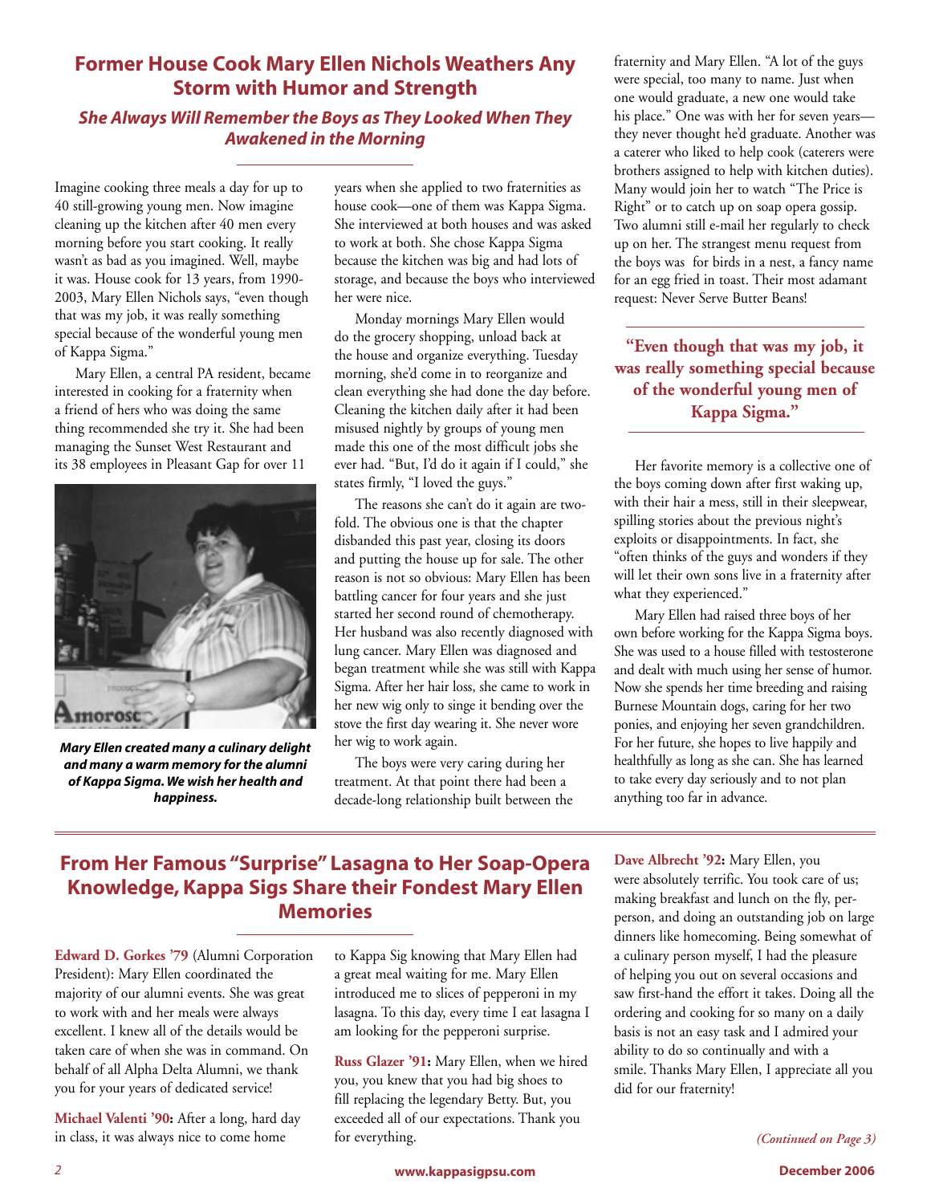## Former House Cook Mary Ellen Nichols Weathers Any Storm with Humor and Strength

### *She Always Will Remember the Boys as They Looked When They Awakened in the Morning*

Imagine cooking three meals a day for up to 40 still-growing young men. Now imagine cleaning up the kitchen after 40 men every morning before you start cooking. It really wasn't as bad as you imagined. Well, maybe it was. House cook for 13 years, from 1990-2003, Mary Ellen Nichols says, "even though that was my job, it was really something special because of the wonderful young men of Kappa Sigma."

Mary Ellen, a central PA resident, became interested in cooking for a fraternity when a friend of hers who was doing the same thing recommended she try it. She had been managing the Sunset West Restaurant and its 38 employees in Pleasant Gap for over 11 years when she applied to two fraternities as house cook—one of them was Kappa Sigma. She interviewed at both houses and was asked to work at both. She chose Kappa Sigma because the kitchen was big and had lots of storage, and because the boys who interviewed her were nice.

***Mary Ellen created many a culinary delight and many a warm memory for the alumni of Kappa Sigma. We wish her health and happiness.***

Monday mornings Mary Ellen would do the grocery shopping, unload back at the house and organize everything. Tuesday morning, she'd come in to reorganize and clean everything she had done the day before. Cleaning the kitchen daily after it had been misused nightly by groups of young men made this one of the most difficult jobs she ever had. "But, I'd do it again if I could," she states firmly, "I loved the guys."

The reasons she can't do it again are two-fold. The obvious one is that the chapter disbanded this past year, closing its doors and putting the house up for sale. The other reason is not so obvious: Mary Ellen has been battling cancer for four years and she just started her second round of chemotherapy. Her husband was also recently diagnosed with lung cancer. Mary Ellen was diagnosed and began treatment while she was still with Kappa Sigma. After her hair loss, she came to work in her new wig only to singe it bending over the stove the first day wearing it. She never wore her wig to work again.

The boys were very caring during her treatment. At that point there had been a decade-long relationship built between the fraternity and Mary Ellen. "A lot of the guys were special, too many to name. Just when one would graduate, a new one would take his place." One was with her for seven years—they never thought he'd graduate. Another was a caterer who liked to help cook (caterers were brothers assigned to help with kitchen duties). Many would join her to watch "The Price is Right" or to catch up on soap opera gossip. Two alumni still e-mail her regularly to check up on her. The strangest menu request from the boys was for birds in a nest, a fancy name for an egg fried in toast. Their most adamant request: Never Serve Butter Beans!

> **"Even though that was my job, it was really something special because of the wonderful young men of Kappa Sigma."**

Her favorite memory is a collective one of the boys coming down after first waking up, with their hair a mess, still in their sleepwear, spilling stories about the previous night's exploits or disappointments. In fact, she "often thinks of the guys and wonders if they will let their own sons live in a fraternity after what they experienced."

Mary Ellen had raised three boys of her own before working for the Kappa Sigma boys. She was used to a house filled with testosterone and dealt with much using her sense of humor. Now she spends her time breeding and raising Burnese Mountain dogs, caring for her two ponies, and enjoying her seven grandchildren. For her future, she hopes to live happily and healthfully as long as she can. She has learned to take every day seriously and to not plan anything too far in advance.

## From Her Famous "Surprise" Lasagna to Her Soap-Opera Knowledge, Kappa Sigs Share their Fondest Mary Ellen Memories

**Edward D. Gorkes '79** (Alumni Corporation President): Mary Ellen coordinated the majority of our alumni events. She was great to work with and her meals were always excellent. I knew all of the details would be taken care of when she was in command. On behalf of all Alpha Delta Alumni, we thank you for your years of dedicated service!

**Michael Valenti '90:** After a long, hard day in class, it was always nice to come home to Kappa Sig knowing that Mary Ellen had a great meal waiting for me. Mary Ellen introduced me to slices of pepperoni in my lasagna. To this day, every time I eat lasagna I am looking for the pepperoni surprise.

**Russ Glazer '91:** Mary Ellen, when we hired you, you knew that you had big shoes to fill replacing the legendary Betty. But, you exceeded all of our expectations. Thank you for everything.

**Dave Albrecht '92:** Mary Ellen, you were absolutely terrific. You took care of us; making breakfast and lunch on the fly, per-person, and doing an outstanding job on large dinners like homecoming. Being somewhat of a culinary person myself, I had the pleasure of helping you out on several occasions and saw first-hand the effort it takes. Doing all the ordering and cooking for so many on a daily basis is not an easy task and I admired your ability to do so continually and with a smile. Thanks Mary Ellen, I appreciate all you did for our fraternity!

*(Continued on Page 3)*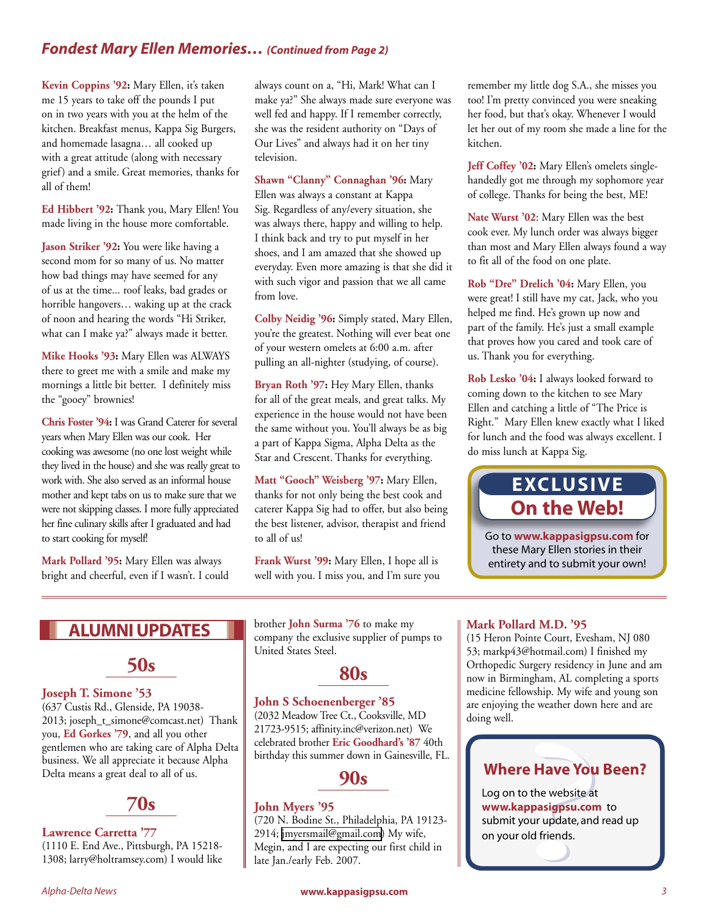## *Fondest Mary Ellen Memories… (Continued from Page 2)*

**Kevin Coppins '92:** Mary Ellen, it's taken me 15 years to take off the pounds I put on in two years with you at the helm of the kitchen. Breakfast menus, Kappa Sig Burgers, and homemade lasagna… all cooked up with a great attitude (along with necessary grief) and a smile. Great memories, thanks for all of them!

**Ed Hibbert '92:** Thank you, Mary Ellen! You made living in the house more comfortable.

**Jason Striker '92:** You were like having a second mom for so many of us. No matter how bad things may have seemed for any of us at the time... roof leaks, bad grades or horrible hangovers… waking up at the crack of noon and hearing the words "Hi Striker, what can I make ya?" always made it better.

**Mike Hooks '93:** Mary Ellen was ALWAYS there to greet me with a smile and make my mornings a little bit better. I definitely miss the "gooey" brownies!

**Chris Foster '94:** I was Grand Caterer for several years when Mary Ellen was our cook. Her cooking was awesome (no one lost weight while they lived in the house) and she was really great to work with. She also served as an informal house mother and kept tabs on us to make sure that we were not skipping classes. I more fully appreciated her fine culinary skills after I graduated and had to start cooking for myself!

**Mark Pollard '95:** Mary Ellen was always bright and cheerful, even if I wasn't. I could always count on a, "Hi, Mark! What can I make ya?" She always made sure everyone was well fed and happy. If I remember correctly, she was the resident authority on "Days of Our Lives" and always had it on her tiny television.

**Shawn "Clanny" Connaghan '96:** Mary Ellen was always a constant at Kappa Sig. Regardless of any/every situation, she was always there, happy and willing to help. I think back and try to put myself in her shoes, and I am amazed that she showed up everyday. Even more amazing is that she did it with such vigor and passion that we all came from love.

**Colby Neidig '96:** Simply stated, Mary Ellen, you're the greatest. Nothing will ever beat one of your western omelets at 6:00 a.m. after pulling an all-nighter (studying, of course).

**Bryan Roth '97:** Hey Mary Ellen, thanks for all of the great meals, and great talks. My experience in the house would not have been the same without you. You'll always be as big a part of Kappa Sigma, Alpha Delta as the Star and Crescent. Thanks for everything.

**Matt "Gooch" Weisberg '97:** Mary Ellen, thanks for not only being the best cook and caterer Kappa Sig had to offer, but also being the best listener, advisor, therapist and friend to all of us!

**Frank Wurst '99:** Mary Ellen, I hope all is well with you. I miss you, and I'm sure you remember my little dog S.A., she misses you too! I'm pretty convinced you were sneaking her food, but that's okay. Whenever I would let her out of my room she made a line for the kitchen.

**Jeff Coffey '02:** Mary Ellen's omelets single-handedly got me through my sophomore year of college. Thanks for being the best, ME!

**Nate Wurst '02**: Mary Ellen was the best cook ever. My lunch order was always bigger than most and Mary Ellen always found a way to fit all of the food on one plate.

**Rob "Dre" Drelich '04:** Mary Ellen, you were great! I still have my cat, Jack, who you helped me find. He's grown up now and part of the family. He's just a small example that proves how you cared and took care of us. Thank you for everything.

**Rob Lesko '04:** I always looked forward to coming down to the kitchen to see Mary Ellen and catching a little of "The Price is Right." Mary Ellen knew exactly what I liked for lunch and the food was always excellent. I do miss lunch at Kappa Sig.

**EXCLUSIVE On the Web!**

Go to **www.kappasigpsu.com** for these Mary Ellen stories in their entirety and to submit your own!

## ALUMNI UPDATES

### 50s

**Joseph T. Simone '53**
(637 Custis Rd., Glenside, PA 19038-2013; joseph_t_simone@comcast.net) Thank you, **Ed Gorkes '79**, and all you other gentlemen who are taking care of Alpha Delta business. We all appreciate it because Alpha Delta means a great deal to all of us.

### 70s

**Lawrence Carretta '77**
(1110 E. End Ave., Pittsburgh, PA 15218-1308; larry@holtramsey.com) I would like brother **John Surma '76** to make my company the exclusive supplier of pumps to United States Steel.

### 80s

**John S Schoenenberger '85**
(2032 Meadow Tree Ct., Cooksville, MD 21723-9515; affinity.inc@verizon.net) We celebrated brother **Eric Goodhard's '87** 40th birthday this summer down in Gainesville, FL.

### 90s

**John Myers '95**
(720 N. Bodine St., Philadelphia, PA 19123-2914; jmyersmail@gmail.com) My wife, Megin, and I are expecting our first child in late Jan./early Feb. 2007.

**Mark Pollard M.D. '95**
(15 Heron Pointe Court, Evesham, NJ 080 53; markp43@hotmail.com) I finished my Orthopedic Surgery residency in June and am now in Birmingham, AL completing a sports medicine fellowship. My wife and young son are enjoying the weather down here and are doing well.

**Where Have You Been?**

Log on to the website at **www.kappasigpsu.com** to submit your update, and read up on your old friends.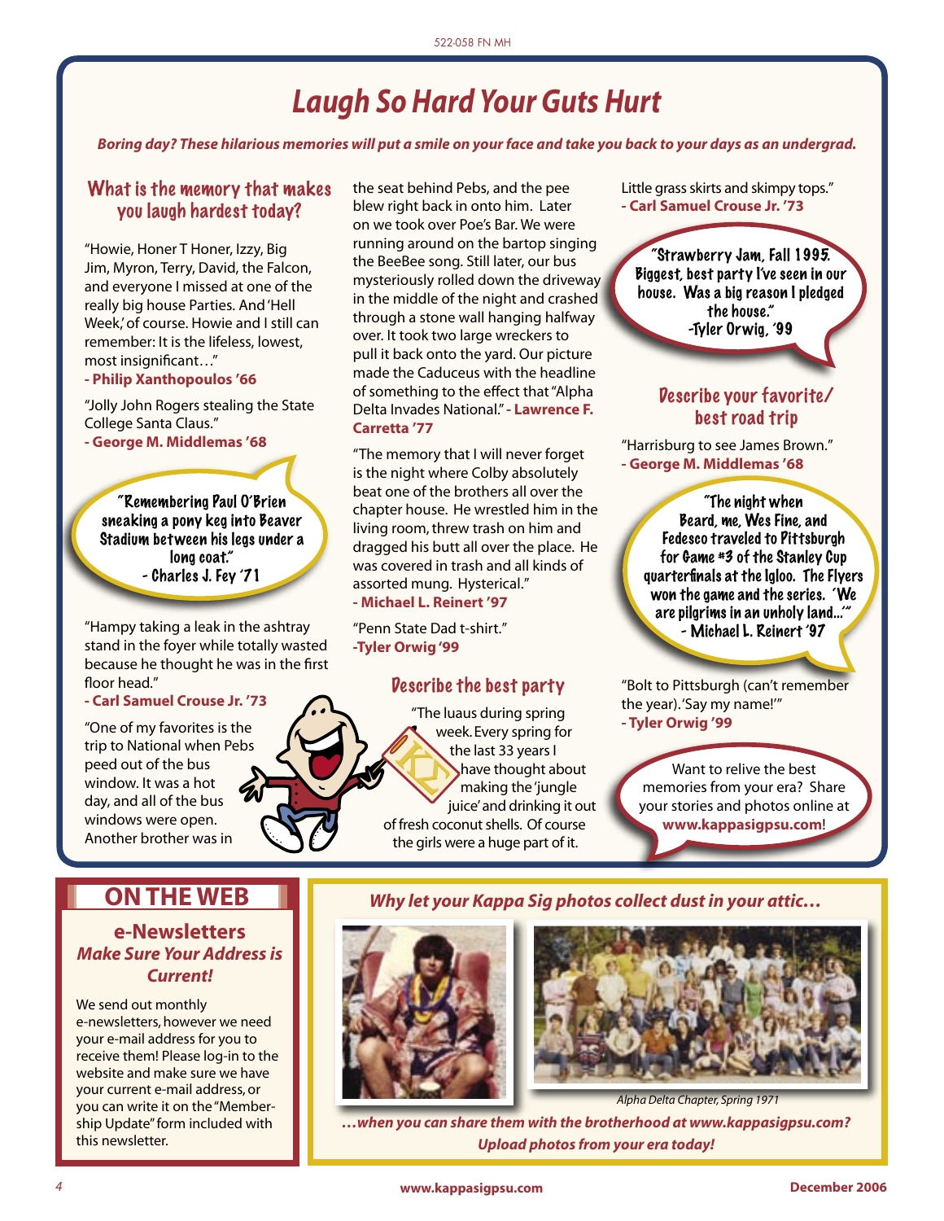# Laugh So Hard Your Guts Hurt

***Boring day? These hilarious memories will put a smile on your face and take you back to your days as an undergrad.***

## What is the memory that makes you laugh hardest today?

"Howie, Honer T Honer, Izzy, Big Jim, Myron, Terry, David, the Falcon, and everyone I missed at one of the really big house Parties. And 'Hell Week,' of course. Howie and I still can remember: It is the lifeless, lowest, most insignificant…"
**- Philip Xanthopoulos '66**

"Jolly John Rogers stealing the State College Santa Claus."
**- George M. Middlemas '68**

"Remembering Paul O'Brien sneaking a pony keg into Beaver Stadium between his legs under a long coat."
- Charles J. Fey '71

"Hampy taking a leak in the ashtray stand in the foyer while totally wasted because he thought he was in the first floor head."
**- Carl Samuel Crouse Jr. '73**

"One of my favorites is the trip to National when Pebs peed out of the bus window. It was a hot day, and all of the bus windows were open. Another brother was in the seat behind Pebs, and the pee blew right back in onto him. Later on we took over Poe's Bar. We were running around on the bartop singing the BeeBee song. Still later, our bus mysteriously rolled down the driveway in the middle of the night and crashed through a stone wall hanging halfway over. It took two large wreckers to pull it back onto the yard. Our picture made the Caduceus with the headline of something to the effect that "Alpha Delta Invades National." **- Lawrence F. Carretta '77**

"The memory that I will never forget is the night where Colby absolutely beat one of the brothers all over the chapter house. He wrestled him in the living room, threw trash on him and dragged his butt all over the place. He was covered in trash and all kinds of assorted mung. Hysterical."
**- Michael L. Reinert '97**

"Penn State Dad t-shirt."
**-Tyler Orwig '99**

## Describe the best party

"The luaus during spring week. Every spring for the last 33 years I have thought about making the 'jungle juice' and drinking it out of fresh coconut shells. Of course the girls were a huge part of it. Little grass skirts and skimpy tops."
**- Carl Samuel Crouse Jr. '73**

"Strawberry Jam, Fall 1995. Biggest, best party I've seen in our house. Was a big reason I pledged the house."
-Tyler Orwig, '99

## Describe your favorite/best road trip

"Harrisburg to see James Brown."
**- George M. Middlemas '68**

"The night when Beard, me, Wes Fine, and Fedesco traveled to Pittsburgh for Game #3 of the Stanley Cup quarterfinals at the Igloo. The Flyers won the game and the series. 'We are pilgrims in an unholy land…'"
- Michael L. Reinert '97

"Bolt to Pittsburgh (can't remember the year). 'Say my name!'"
**- Tyler Orwig '99**

Want to relive the best memories from your era? Share your stories and photos online at **www.kappasigpsu.com**!

## ON THE WEB

### e-Newsletters
***Make Sure Your Address is Current!***

We send out monthly e-newsletters, however we need your e-mail address for you to receive them! Please log-in to the website and make sure we have your current e-mail address, or you can write it on the "Membership Update" form included with this newsletter.

***Why let your Kappa Sig photos collect dust in your attic…***

*Alpha Delta Chapter, Spring 1971*

***…when you can share them with the brotherhood at www.kappasigpsu.com? Upload photos from your era today!***